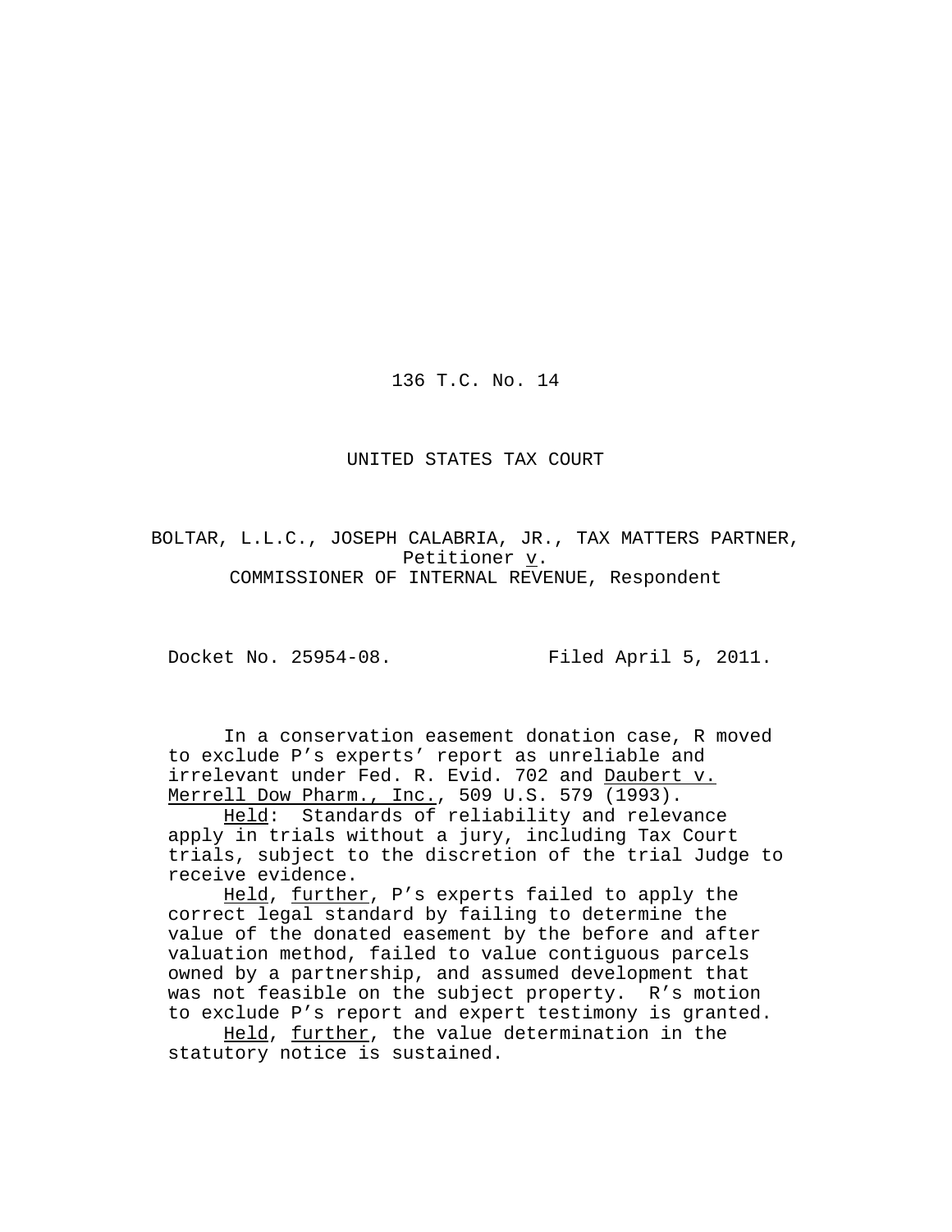136 T.C. No. 14

UNITED STATES TAX COURT

BOLTAR, L.L.C., JOSEPH CALABRIA, JR., TAX MATTERS PARTNER, Petitioner v. COMMISSIONER OF INTERNAL REVENUE, Respondent

Docket No. 25954-08. Filed April 5, 2011.

In a conservation easement donation case, R moved to exclude P's experts' report as unreliable and irrelevant under Fed. R. Evid. 702 and Daubert v. Merrell Dow Pharm., Inc., 509 U.S. 579 (1993).

Held: Standards of reliability and relevance apply in trials without a jury, including Tax Court trials, subject to the discretion of the trial Judge to receive evidence.

Held, further, P's experts failed to apply the correct legal standard by failing to determine the value of the donated easement by the before and after valuation method, failed to value contiguous parcels owned by a partnership, and assumed development that was not feasible on the subject property. R's motion to exclude P's report and expert testimony is granted.

Held, further, the value determination in the statutory notice is sustained.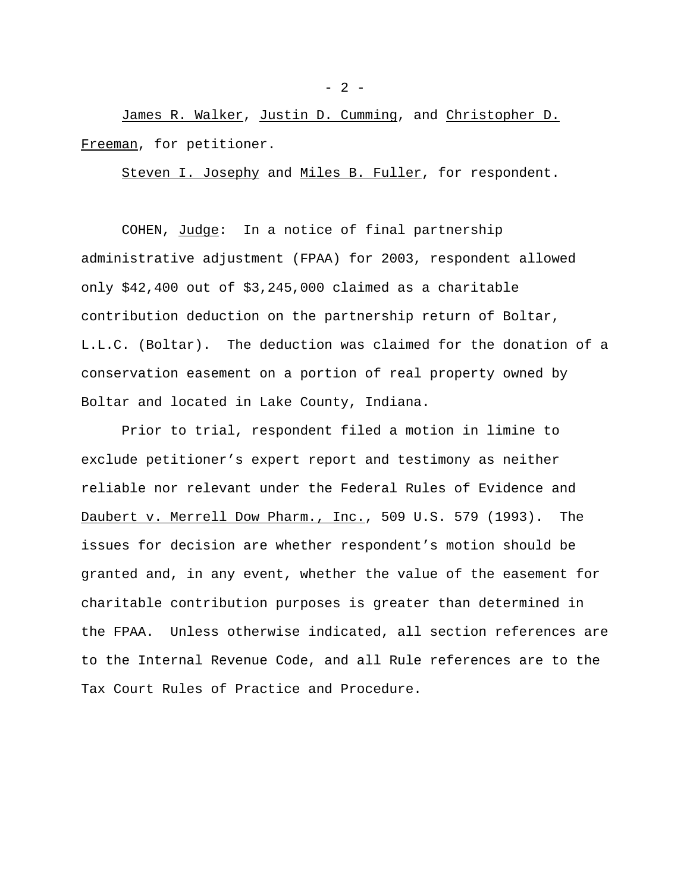James R. Walker, Justin D. Cumming, and Christopher D. Freeman, for petitioner.

Steven I. Josephy and Miles B. Fuller, for respondent.

COHEN, Judge: In a notice of final partnership administrative adjustment (FPAA) for 2003, respondent allowed only $42,400 out of $3,245,000 claimed as a charitable contribution deduction on the partnership return of Boltar, L.L.C. (Boltar). The deduction was claimed for the donation of a conservation easement on a portion of real property owned by Boltar and located in Lake County, Indiana.

Prior to trial, respondent filed a motion in limine to exclude petitioner's expert report and testimony as neither reliable nor relevant under the Federal Rules of Evidence and Daubert v. Merrell Dow Pharm., Inc., 509 U.S. 579 (1993). The issues for decision are whether respondent's motion should be granted and, in any event, whether the value of the easement for charitable contribution purposes is greater than determined in the FPAA. Unless otherwise indicated, all section references are to the Internal Revenue Code, and all Rule references are to the Tax Court Rules of Practice and Procedure.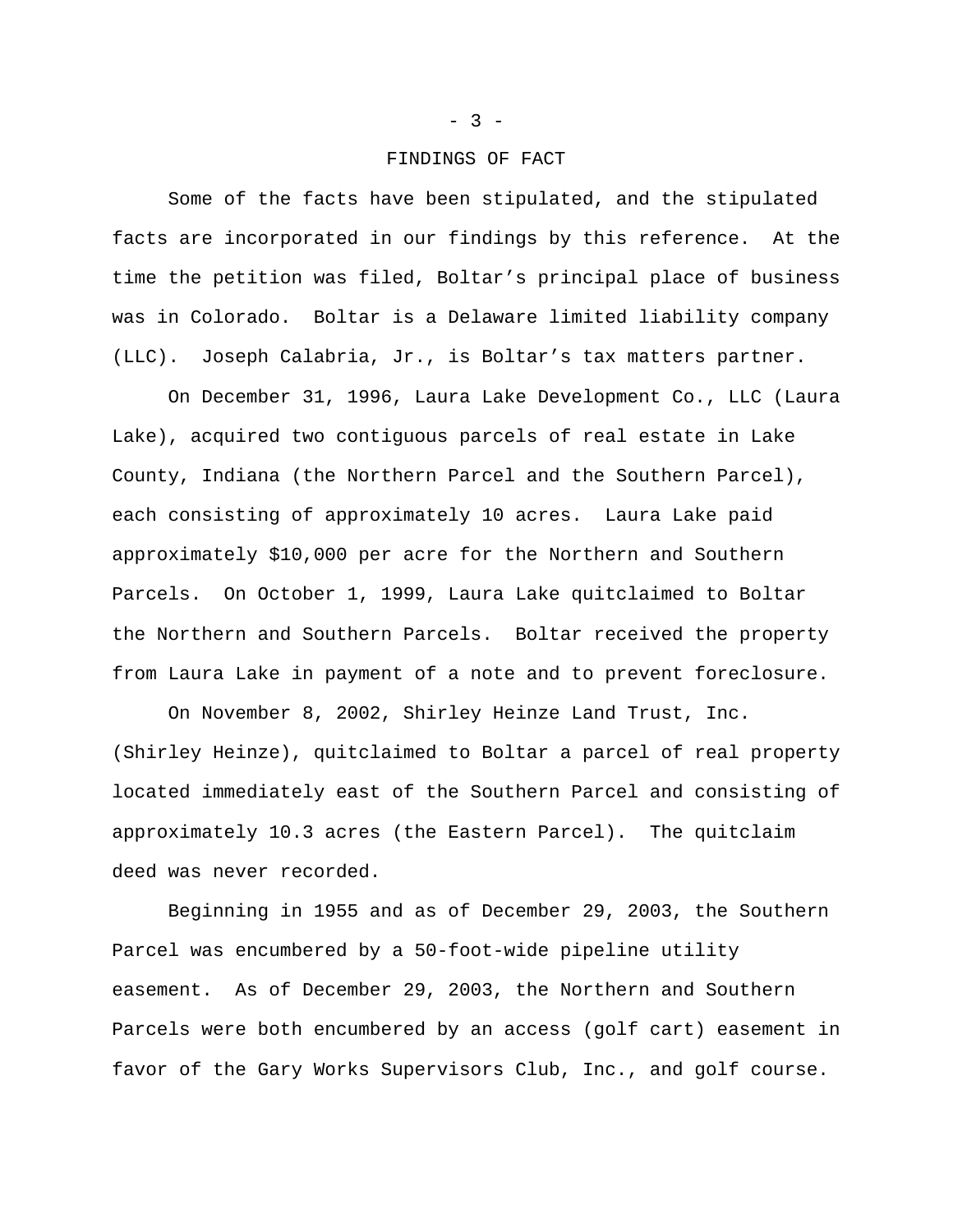## FINDINGS OF FACT

Some of the facts have been stipulated, and the stipulated facts are incorporated in our findings by this reference. At the time the petition was filed, Boltar's principal place of business was in Colorado. Boltar is a Delaware limited liability company (LLC). Joseph Calabria, Jr., is Boltar's tax matters partner.

On December 31, 1996, Laura Lake Development Co., LLC (Laura Lake), acquired two contiguous parcels of real estate in Lake County, Indiana (the Northern Parcel and the Southern Parcel), each consisting of approximately 10 acres. Laura Lake paid approximately $10,000 per acre for the Northern and Southern Parcels. On October 1, 1999, Laura Lake quitclaimed to Boltar the Northern and Southern Parcels. Boltar received the property from Laura Lake in payment of a note and to prevent foreclosure.

On November 8, 2002, Shirley Heinze Land Trust, Inc. (Shirley Heinze), quitclaimed to Boltar a parcel of real property located immediately east of the Southern Parcel and consisting of approximately 10.3 acres (the Eastern Parcel). The quitclaim deed was never recorded.

Beginning in 1955 and as of December 29, 2003, the Southern Parcel was encumbered by a 50-foot-wide pipeline utility easement. As of December 29, 2003, the Northern and Southern Parcels were both encumbered by an access (golf cart) easement in favor of the Gary Works Supervisors Club, Inc., and golf course.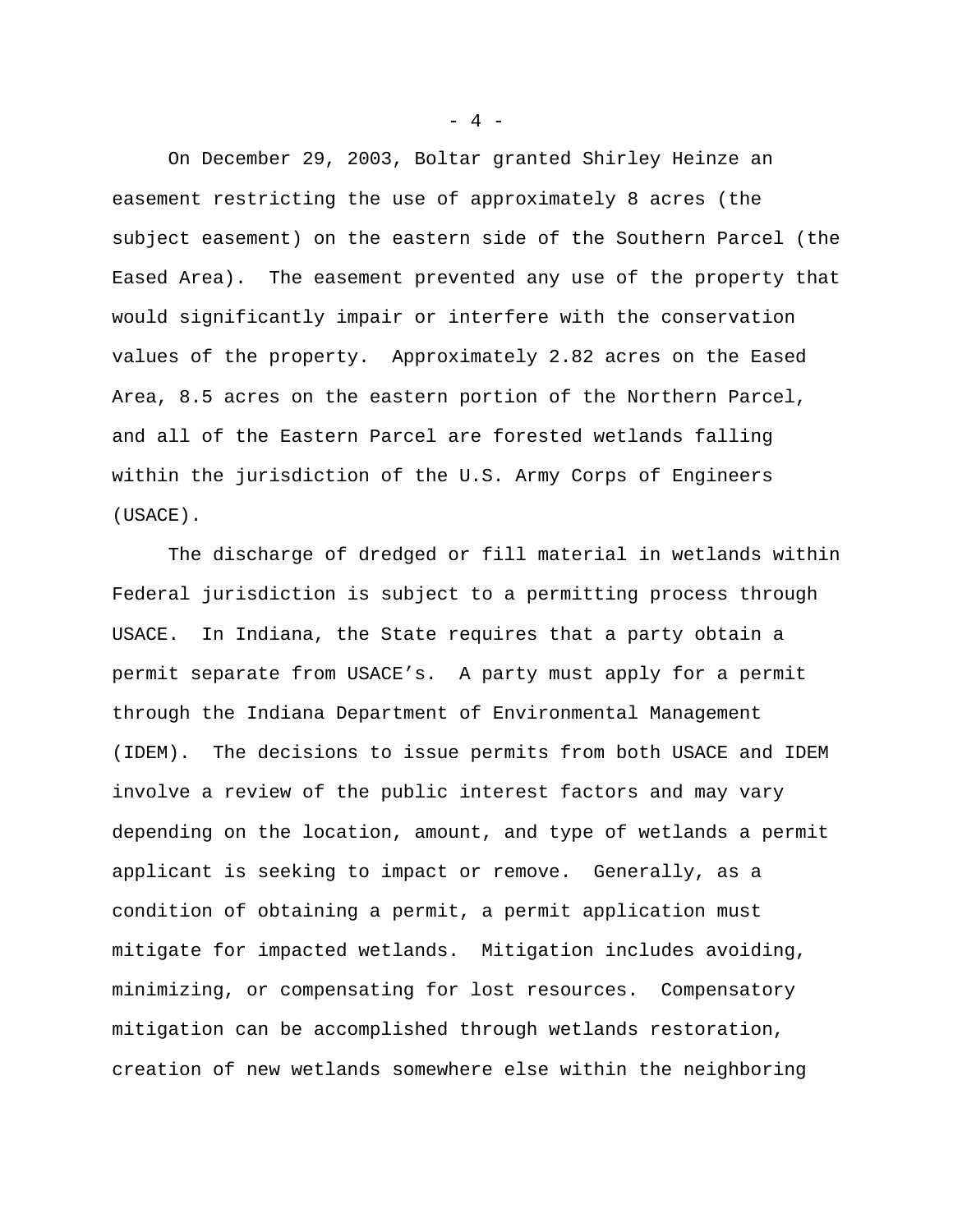On December 29, 2003, Boltar granted Shirley Heinze an easement restricting the use of approximately 8 acres (the subject easement) on the eastern side of the Southern Parcel (the Eased Area). The easement prevented any use of the property that would significantly impair or interfere with the conservation values of the property. Approximately 2.82 acres on the Eased Area, 8.5 acres on the eastern portion of the Northern Parcel, and all of the Eastern Parcel are forested wetlands falling within the jurisdiction of the U.S. Army Corps of Engineers (USACE).

The discharge of dredged or fill material in wetlands within Federal jurisdiction is subject to a permitting process through USACE. In Indiana, the State requires that a party obtain a permit separate from USACE's. A party must apply for a permit through the Indiana Department of Environmental Management (IDEM). The decisions to issue permits from both USACE and IDEM involve a review of the public interest factors and may vary depending on the location, amount, and type of wetlands a permit applicant is seeking to impact or remove. Generally, as a condition of obtaining a permit, a permit application must mitigate for impacted wetlands. Mitigation includes avoiding, minimizing, or compensating for lost resources. Compensatory mitigation can be accomplished through wetlands restoration, creation of new wetlands somewhere else within the neighboring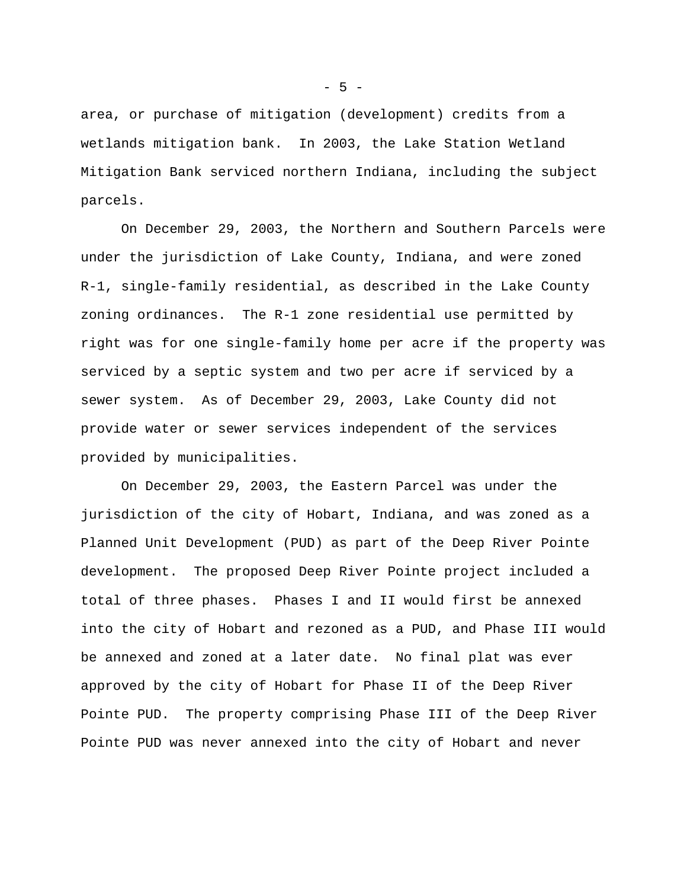area, or purchase of mitigation (development) credits from a wetlands mitigation bank. In 2003, the Lake Station Wetland Mitigation Bank serviced northern Indiana, including the subject parcels.

On December 29, 2003, the Northern and Southern Parcels were under the jurisdiction of Lake County, Indiana, and were zoned R-1, single-family residential, as described in the Lake County zoning ordinances. The R-1 zone residential use permitted by right was for one single-family home per acre if the property was serviced by a septic system and two per acre if serviced by a sewer system. As of December 29, 2003, Lake County did not provide water or sewer services independent of the services provided by municipalities.

On December 29, 2003, the Eastern Parcel was under the jurisdiction of the city of Hobart, Indiana, and was zoned as a Planned Unit Development (PUD) as part of the Deep River Pointe development. The proposed Deep River Pointe project included a total of three phases. Phases I and II would first be annexed into the city of Hobart and rezoned as a PUD, and Phase III would be annexed and zoned at a later date. No final plat was ever approved by the city of Hobart for Phase II of the Deep River Pointe PUD. The property comprising Phase III of the Deep River Pointe PUD was never annexed into the city of Hobart and never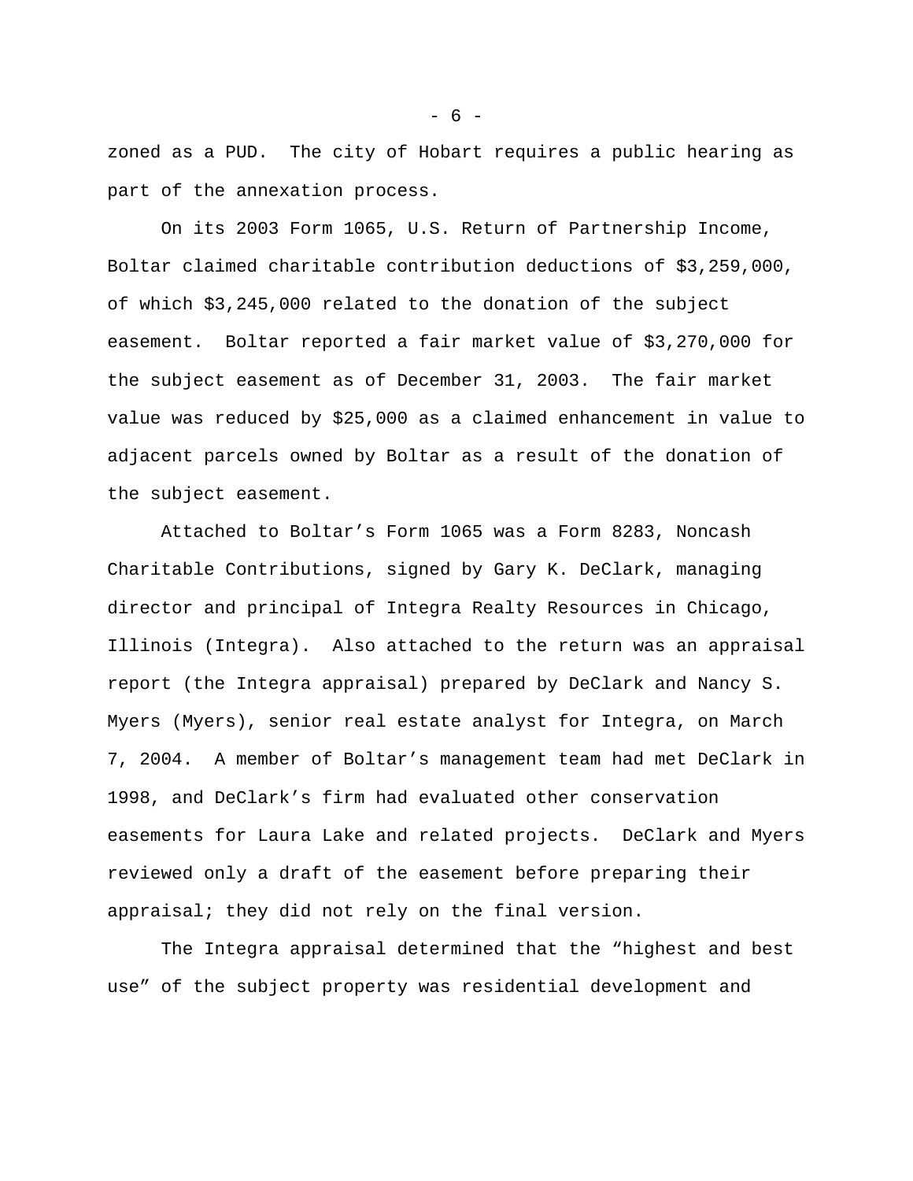zoned as a PUD. The city of Hobart requires a public hearing as part of the annexation process.

On its 2003 Form 1065, U.S. Return of Partnership Income, Boltar claimed charitable contribution deductions of $3,259,000, of which $3,245,000 related to the donation of the subject easement. Boltar reported a fair market value of $3,270,000 for the subject easement as of December 31, 2003. The fair market value was reduced by $25,000 as a claimed enhancement in value to adjacent parcels owned by Boltar as a result of the donation of the subject easement.

Attached to Boltar's Form 1065 was a Form 8283, Noncash Charitable Contributions, signed by Gary K. DeClark, managing director and principal of Integra Realty Resources in Chicago, Illinois (Integra). Also attached to the return was an appraisal report (the Integra appraisal) prepared by DeClark and Nancy S. Myers (Myers), senior real estate analyst for Integra, on March 7, 2004. A member of Boltar's management team had met DeClark in 1998, and DeClark's firm had evaluated other conservation easements for Laura Lake and related projects. DeClark and Myers reviewed only a draft of the easement before preparing their appraisal; they did not rely on the final version.

The Integra appraisal determined that the "highest and best use" of the subject property was residential development and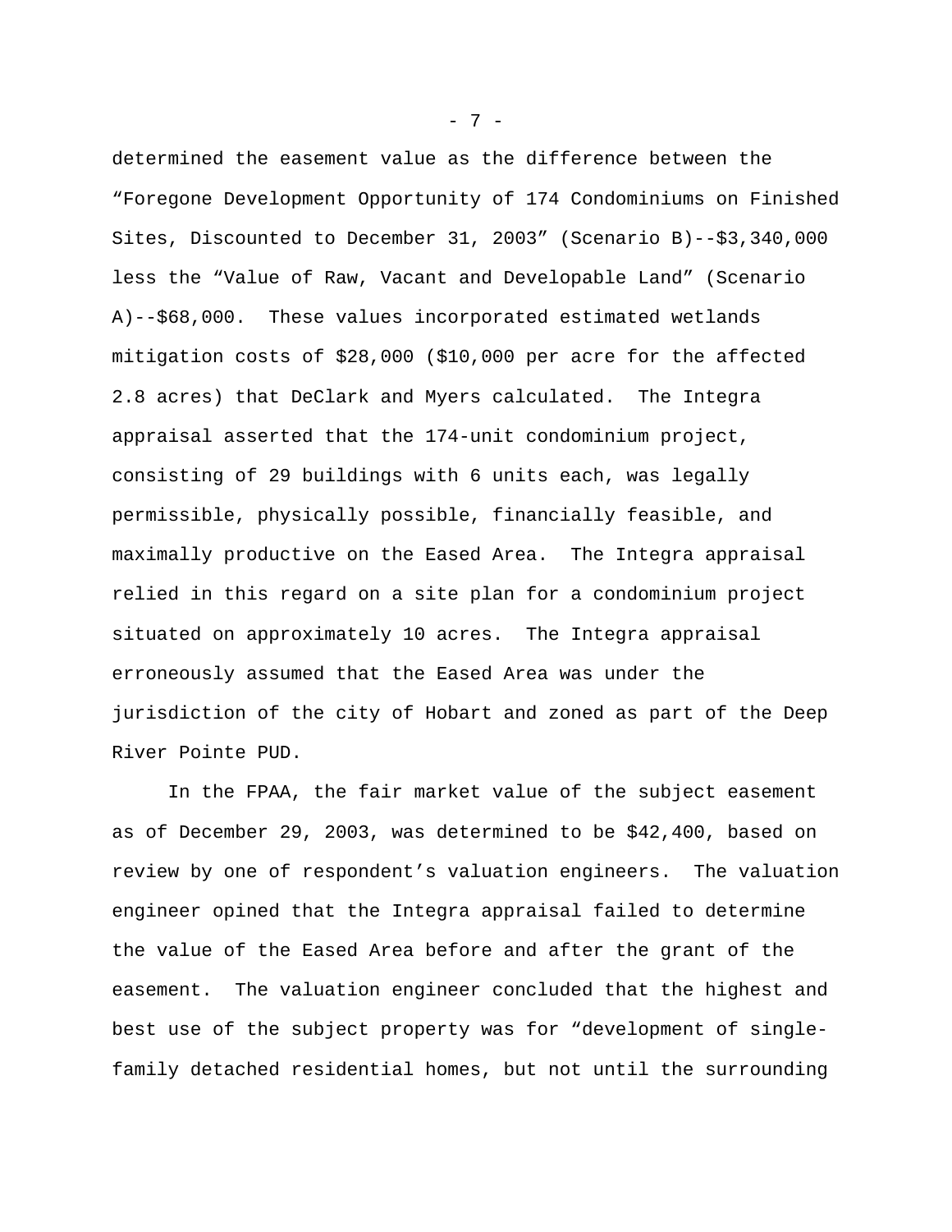determined the easement value as the difference between the "Foregone Development Opportunity of 174 Condominiums on Finished Sites, Discounted to December 31, 2003" (Scenario B)--$3,340,000 less the "Value of Raw, Vacant and Developable Land" (Scenario A)--$68,000. These values incorporated estimated wetlands mitigation costs of $28,000 ($10,000 per acre for the affected 2.8 acres) that DeClark and Myers calculated. The Integra appraisal asserted that the 174-unit condominium project, consisting of 29 buildings with 6 units each, was legally permissible, physically possible, financially feasible, and maximally productive on the Eased Area. The Integra appraisal relied in this regard on a site plan for a condominium project situated on approximately 10 acres. The Integra appraisal erroneously assumed that the Eased Area was under the jurisdiction of the city of Hobart and zoned as part of the Deep River Pointe PUD.

In the FPAA, the fair market value of the subject easement as of December 29, 2003, was determined to be $42,400, based on review by one of respondent's valuation engineers. The valuation engineer opined that the Integra appraisal failed to determine the value of the Eased Area before and after the grant of the easement. The valuation engineer concluded that the highest and best use of the subject property was for "development of single-family detached residential homes, but not until the surrounding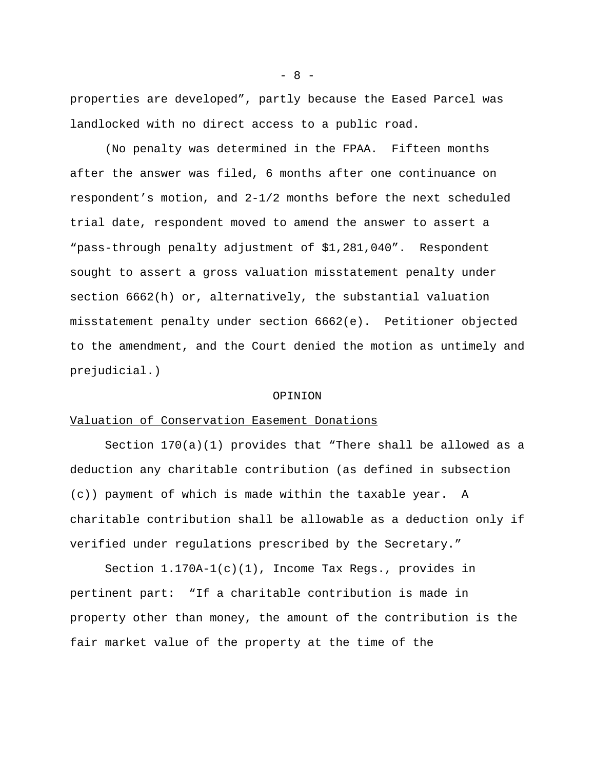properties are developed", partly because the Eased Parcel was landlocked with no direct access to a public road.

(No penalty was determined in the FPAA. Fifteen months after the answer was filed, 6 months after one continuance on respondent's motion, and 2-1/2 months before the next scheduled trial date, respondent moved to amend the answer to assert a "pass-through penalty adjustment of $1,281,040". Respondent sought to assert a gross valuation misstatement penalty under section 6662(h) or, alternatively, the substantial valuation misstatement penalty under section 6662(e). Petitioner objected to the amendment, and the Court denied the motion as untimely and prejudicial.)

## OPINION

### Valuation of Conservation Easement Donations

Section 170(a)(1) provides that "There shall be allowed as a deduction any charitable contribution (as defined in subsection (c)) payment of which is made within the taxable year. A charitable contribution shall be allowable as a deduction only if verified under regulations prescribed by the Secretary."

Section 1.170A-1(c)(1), Income Tax Regs., provides in pertinent part: "If a charitable contribution is made in property other than money, the amount of the contribution is the fair market value of the property at the time of the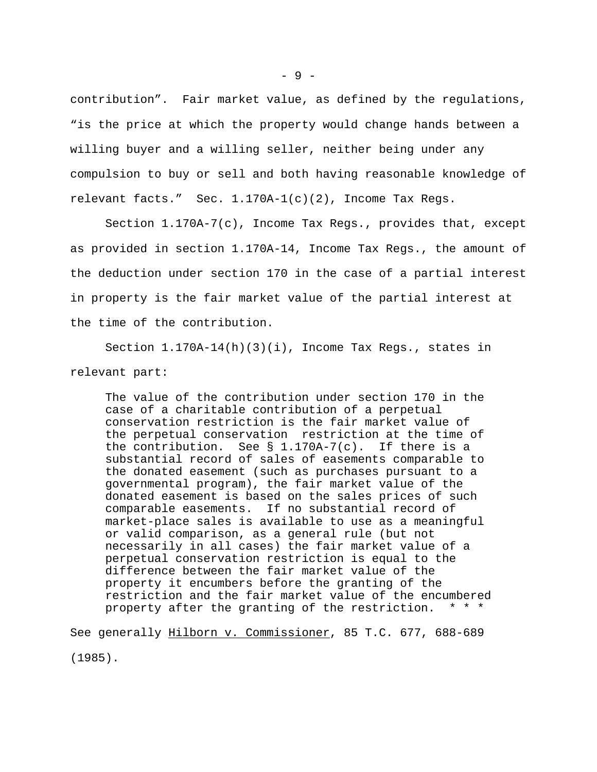contribution". Fair market value, as defined by the regulations, "is the price at which the property would change hands between a willing buyer and a willing seller, neither being under any compulsion to buy or sell and both having reasonable knowledge of relevant facts." Sec. 1.170A-1(c)(2), Income Tax Regs.

Section 1.170A-7(c), Income Tax Regs., provides that, except as provided in section 1.170A-14, Income Tax Regs., the amount of the deduction under section 170 in the case of a partial interest in property is the fair market value of the partial interest at the time of the contribution.

Section 1.170A-14(h)(3)(i), Income Tax Regs., states in relevant part:

> The value of the contribution under section 170 in the case of a charitable contribution of a perpetual conservation restriction is the fair market value of the perpetual conservation restriction at the time of the contribution. See § 1.170A-7(c). If there is a substantial record of sales of easements comparable to the donated easement (such as purchases pursuant to a governmental program), the fair market value of the donated easement is based on the sales prices of such comparable easements. If no substantial record of market-place sales is available to use as a meaningful or valid comparison, as a general rule (but not necessarily in all cases) the fair market value of a perpetual conservation restriction is equal to the difference between the fair market value of the property it encumbers before the granting of the restriction and the fair market value of the encumbered property after the granting of the restriction. * * *

See generally Hilborn v. Commissioner, 85 T.C. 677, 688-689 (1985).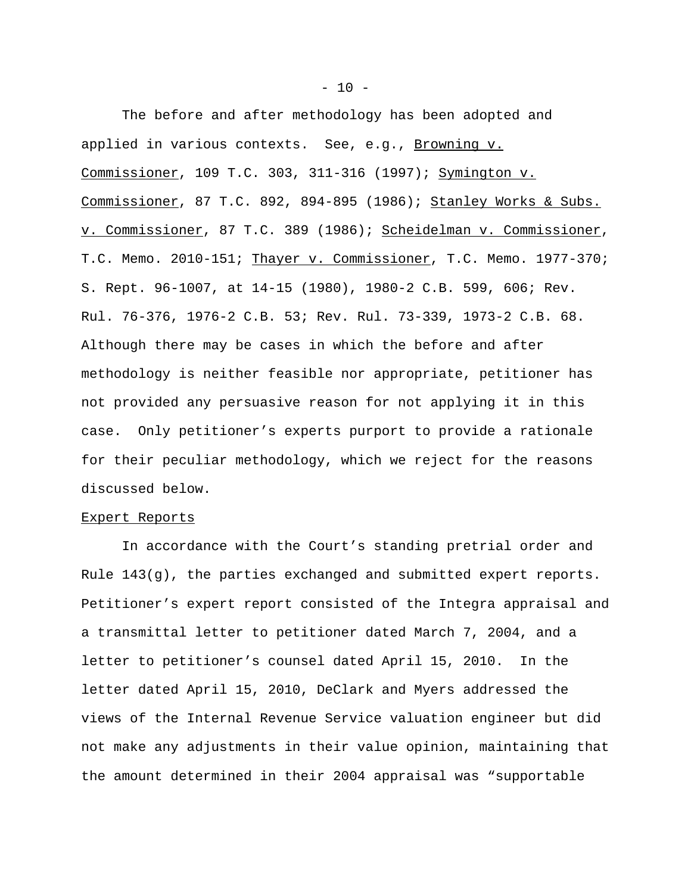The before and after methodology has been adopted and applied in various contexts. See, e.g., Browning v. Commissioner, 109 T.C. 303, 311-316 (1997); Symington v. Commissioner, 87 T.C. 892, 894-895 (1986); Stanley Works & Subs. v. Commissioner, 87 T.C. 389 (1986); Scheidelman v. Commissioner, T.C. Memo. 2010-151; Thayer v. Commissioner, T.C. Memo. 1977-370; S. Rept. 96-1007, at 14-15 (1980), 1980-2 C.B. 599, 606; Rev. Rul. 76-376, 1976-2 C.B. 53; Rev. Rul. 73-339, 1973-2 C.B. 68. Although there may be cases in which the before and after methodology is neither feasible nor appropriate, petitioner has not provided any persuasive reason for not applying it in this case. Only petitioner's experts purport to provide a rationale for their peculiar methodology, which we reject for the reasons discussed below.

Expert Reports

In accordance with the Court's standing pretrial order and Rule 143(g), the parties exchanged and submitted expert reports. Petitioner's expert report consisted of the Integra appraisal and a transmittal letter to petitioner dated March 7, 2004, and a letter to petitioner's counsel dated April 15, 2010. In the letter dated April 15, 2010, DeClark and Myers addressed the views of the Internal Revenue Service valuation engineer but did not make any adjustments in their value opinion, maintaining that the amount determined in their 2004 appraisal was "supportable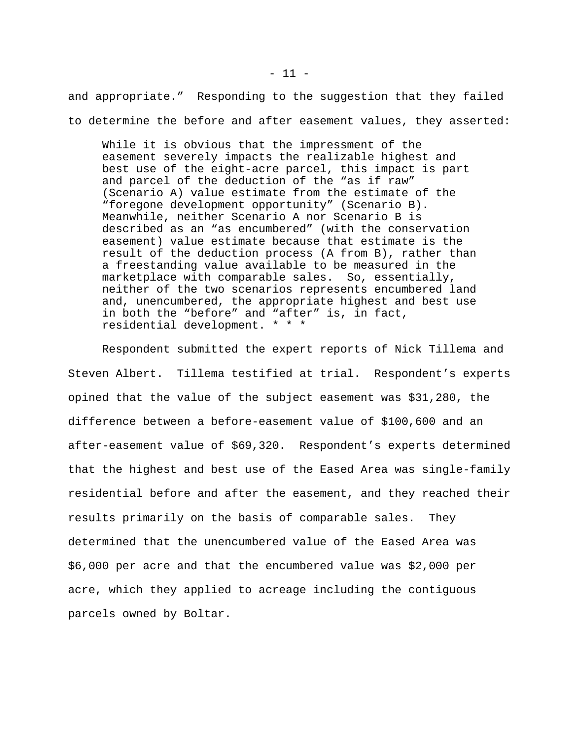and appropriate." Responding to the suggestion that they failed to determine the before and after easement values, they asserted:

> While it is obvious that the impressment of the easement severely impacts the realizable highest and best use of the eight-acre parcel, this impact is part and parcel of the deduction of the "as if raw" (Scenario A) value estimate from the estimate of the "foregone development opportunity" (Scenario B). Meanwhile, neither Scenario A nor Scenario B is described as an "as encumbered" (with the conservation easement) value estimate because that estimate is the result of the deduction process (A from B), rather than a freestanding value available to be measured in the marketplace with comparable sales. So, essentially, neither of the two scenarios represents encumbered land and, unencumbered, the appropriate highest and best use in both the "before" and "after" is, in fact, residential development. * * *

Respondent submitted the expert reports of Nick Tillema and Steven Albert. Tillema testified at trial. Respondent's experts opined that the value of the subject easement was $31,280, the difference between a before-easement value of $100,600 and an after-easement value of $69,320. Respondent's experts determined that the highest and best use of the Eased Area was single-family residential before and after the easement, and they reached their results primarily on the basis of comparable sales. They determined that the unencumbered value of the Eased Area was $6,000 per acre and that the encumbered value was $2,000 per acre, which they applied to acreage including the contiguous parcels owned by Boltar.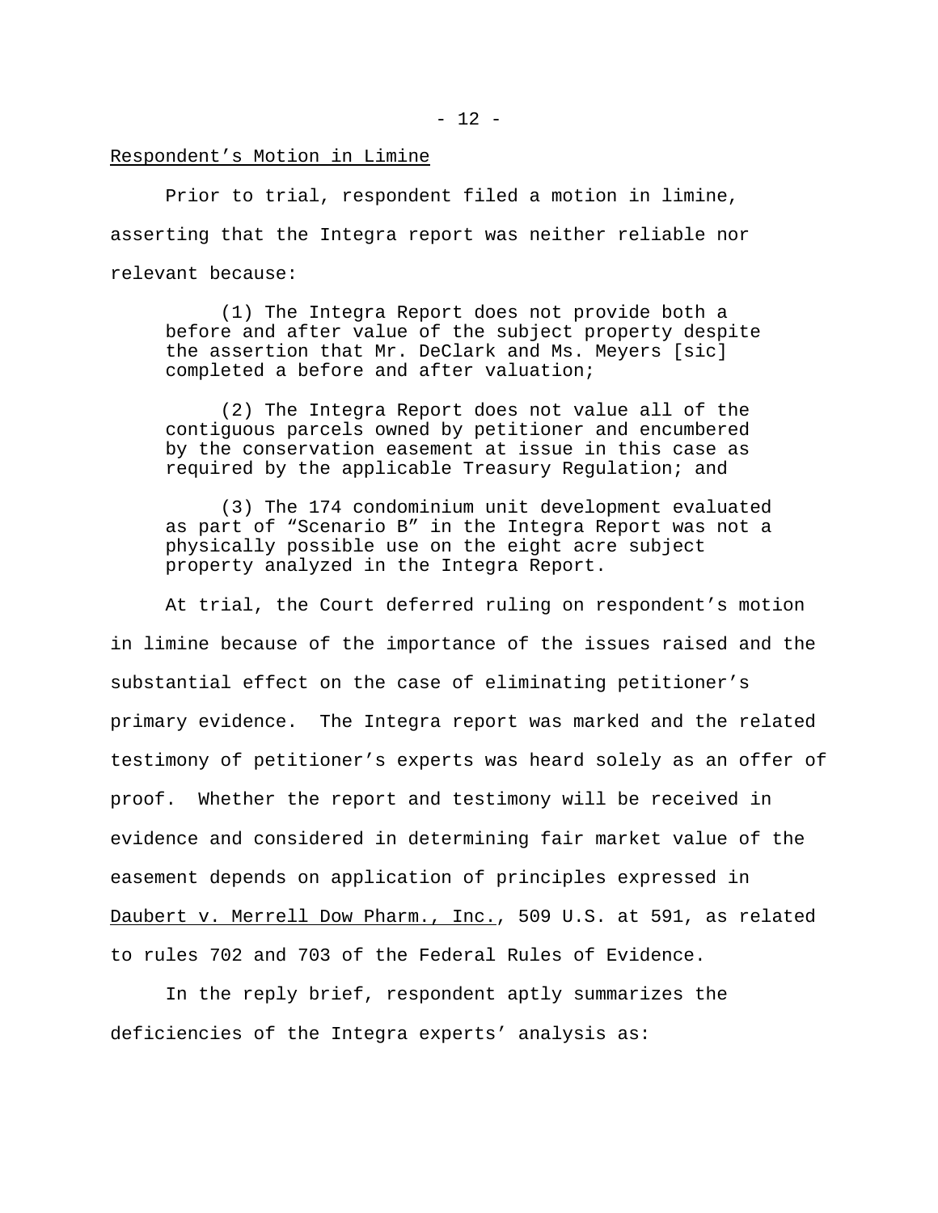Respondent’s Motion in Limine

Prior to trial, respondent filed a motion in limine, asserting that the Integra report was neither reliable nor relevant because:

> (1) The Integra Report does not provide both a before and after value of the subject property despite the assertion that Mr. DeClark and Ms. Meyers [sic] completed a before and after valuation;
>
> (2) The Integra Report does not value all of the contiguous parcels owned by petitioner and encumbered by the conservation easement at issue in this case as required by the applicable Treasury Regulation; and
>
> (3) The 174 condominium unit development evaluated as part of “Scenario B” in the Integra Report was not a physically possible use on the eight acre subject property analyzed in the Integra Report.

At trial, the Court deferred ruling on respondent’s motion in limine because of the importance of the issues raised and the substantial effect on the case of eliminating petitioner’s primary evidence. The Integra report was marked and the related testimony of petitioner’s experts was heard solely as an offer of proof. Whether the report and testimony will be received in evidence and considered in determining fair market value of the easement depends on application of principles expressed in Daubert v. Merrell Dow Pharm., Inc., 509 U.S. at 591, as related to rules 702 and 703 of the Federal Rules of Evidence.

In the reply brief, respondent aptly summarizes the deficiencies of the Integra experts’ analysis as: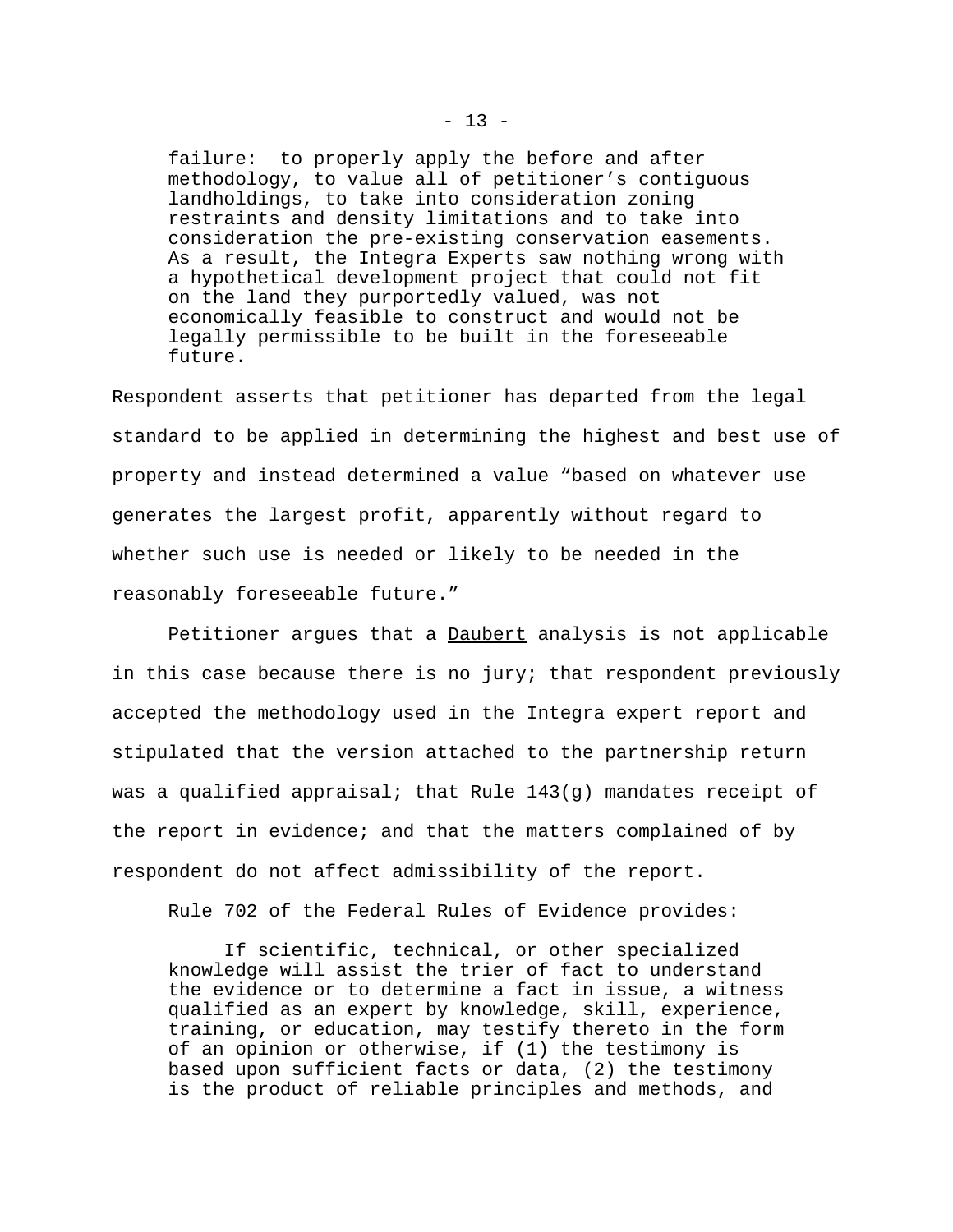> failure: to properly apply the before and after methodology, to value all of petitioner's contiguous landholdings, to take into consideration zoning restraints and density limitations and to take into consideration the pre-existing conservation easements. As a result, the Integra Experts saw nothing wrong with a hypothetical development project that could not fit on the land they purportedly valued, was not economically feasible to construct and would not be legally permissible to be built in the foreseeable future.

Respondent asserts that petitioner has departed from the legal standard to be applied in determining the highest and best use of property and instead determined a value "based on whatever use generates the largest profit, apparently without regard to whether such use is needed or likely to be needed in the reasonably foreseeable future."

Petitioner argues that a Daubert analysis is not applicable in this case because there is no jury; that respondent previously accepted the methodology used in the Integra expert report and stipulated that the version attached to the partnership return was a qualified appraisal; that Rule 143(g) mandates receipt of the report in evidence; and that the matters complained of by respondent do not affect admissibility of the report.

Rule 702 of the Federal Rules of Evidence provides:

> If scientific, technical, or other specialized knowledge will assist the trier of fact to understand the evidence or to determine a fact in issue, a witness qualified as an expert by knowledge, skill, experience, training, or education, may testify thereto in the form of an opinion or otherwise, if (1) the testimony is based upon sufficient facts or data, (2) the testimony is the product of reliable principles and methods, and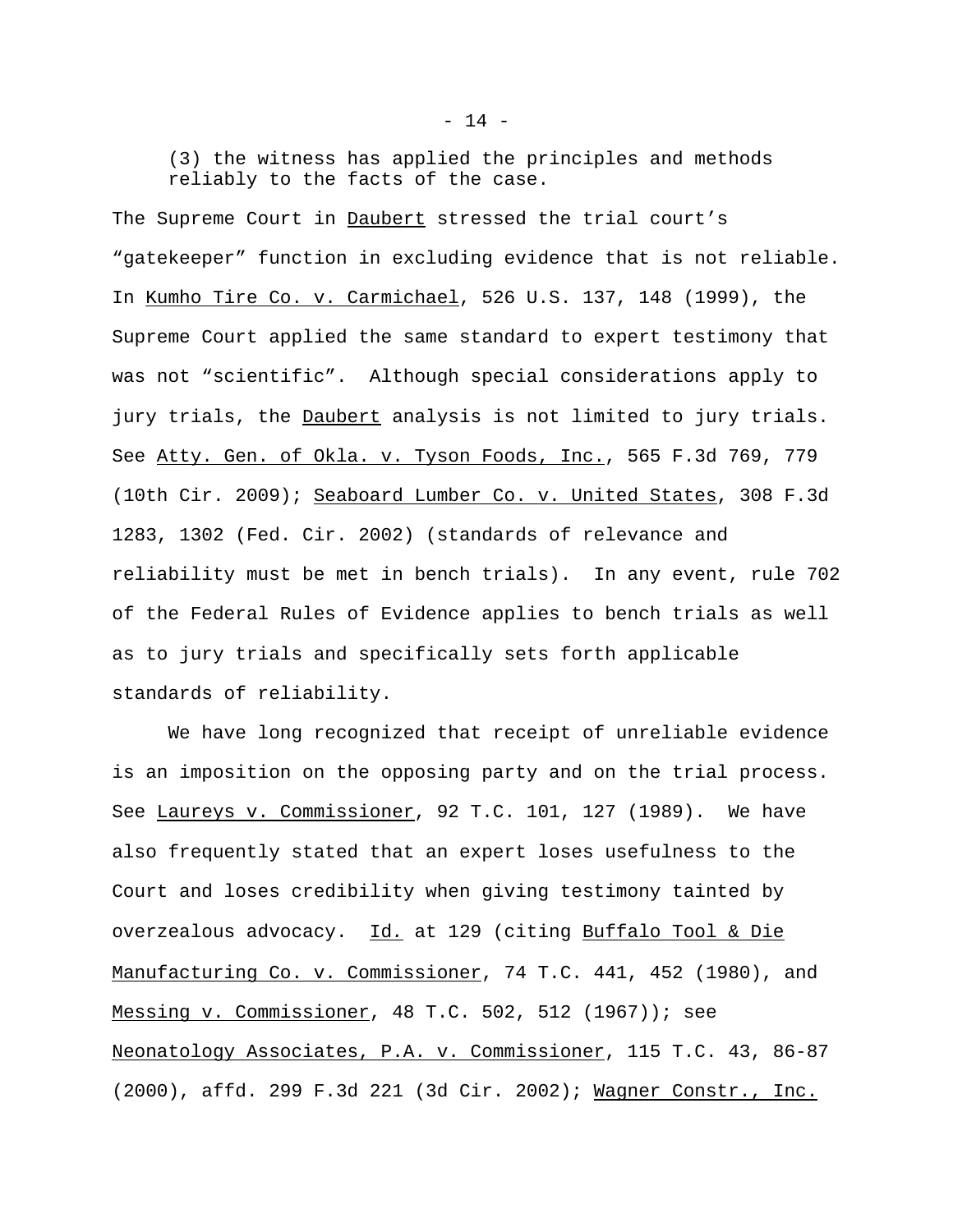(3) the witness has applied the principles and methods reliably to the facts of the case.

The Supreme Court in Daubert stressed the trial court's "gatekeeper" function in excluding evidence that is not reliable. In Kumho Tire Co. v. Carmichael, 526 U.S. 137, 148 (1999), the Supreme Court applied the same standard to expert testimony that was not "scientific". Although special considerations apply to jury trials, the Daubert analysis is not limited to jury trials. See Atty. Gen. of Okla. v. Tyson Foods, Inc., 565 F.3d 769, 779 (10th Cir. 2009); Seaboard Lumber Co. v. United States, 308 F.3d 1283, 1302 (Fed. Cir. 2002) (standards of relevance and reliability must be met in bench trials). In any event, rule 702 of the Federal Rules of Evidence applies to bench trials as well as to jury trials and specifically sets forth applicable standards of reliability.

We have long recognized that receipt of unreliable evidence is an imposition on the opposing party and on the trial process. See Laureys v. Commissioner, 92 T.C. 101, 127 (1989). We have also frequently stated that an expert loses usefulness to the Court and loses credibility when giving testimony tainted by overzealous advocacy. Id. at 129 (citing Buffalo Tool & Die Manufacturing Co. v. Commissioner, 74 T.C. 441, 452 (1980), and Messing v. Commissioner, 48 T.C. 502, 512 (1967)); see Neonatology Associates, P.A. v. Commissioner, 115 T.C. 43, 86-87 (2000), affd. 299 F.3d 221 (3d Cir. 2002); Wagner Constr., Inc.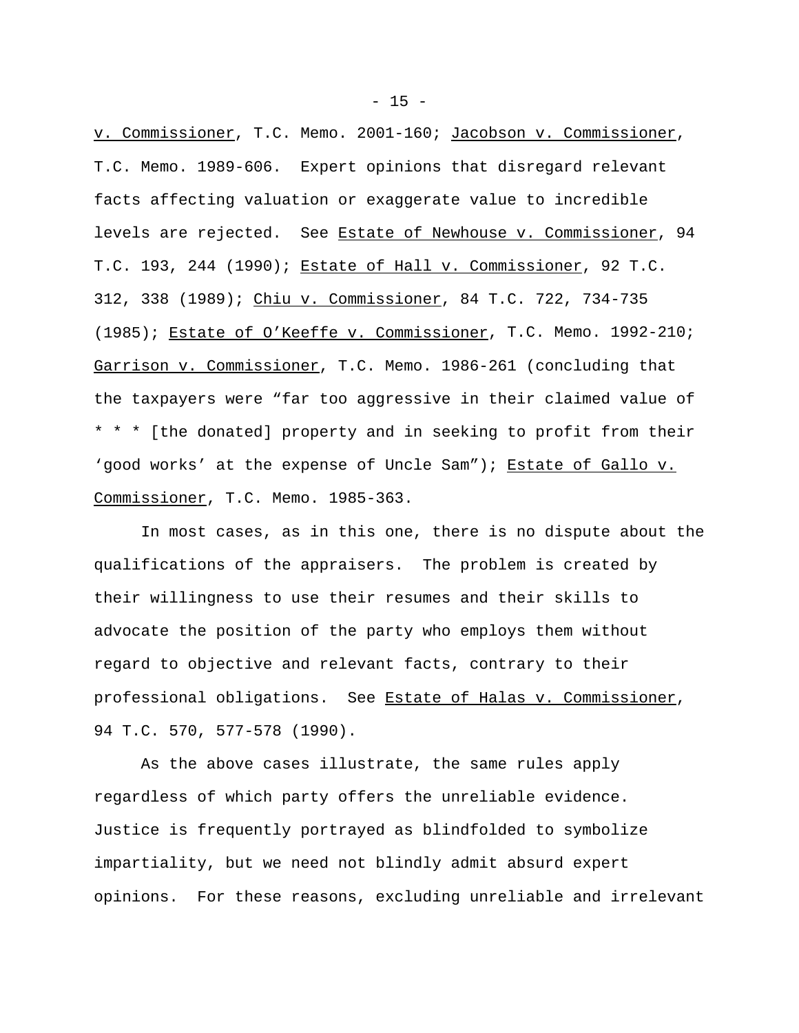v. Commissioner, T.C. Memo. 2001-160; Jacobson v. Commissioner, T.C. Memo. 1989-606. Expert opinions that disregard relevant facts affecting valuation or exaggerate value to incredible levels are rejected. See Estate of Newhouse v. Commissioner, 94 T.C. 193, 244 (1990); Estate of Hall v. Commissioner, 92 T.C. 312, 338 (1989); Chiu v. Commissioner, 84 T.C. 722, 734-735 (1985); Estate of O'Keeffe v. Commissioner, T.C. Memo. 1992-210; Garrison v. Commissioner, T.C. Memo. 1986-261 (concluding that the taxpayers were "far too aggressive in their claimed value of * * * [the donated] property and in seeking to profit from their 'good works' at the expense of Uncle Sam"); Estate of Gallo v. Commissioner, T.C. Memo. 1985-363.

In most cases, as in this one, there is no dispute about the qualifications of the appraisers. The problem is created by their willingness to use their resumes and their skills to advocate the position of the party who employs them without regard to objective and relevant facts, contrary to their professional obligations. See Estate of Halas v. Commissioner, 94 T.C. 570, 577-578 (1990).

As the above cases illustrate, the same rules apply regardless of which party offers the unreliable evidence. Justice is frequently portrayed as blindfolded to symbolize impartiality, but we need not blindly admit absurd expert opinions. For these reasons, excluding unreliable and irrelevant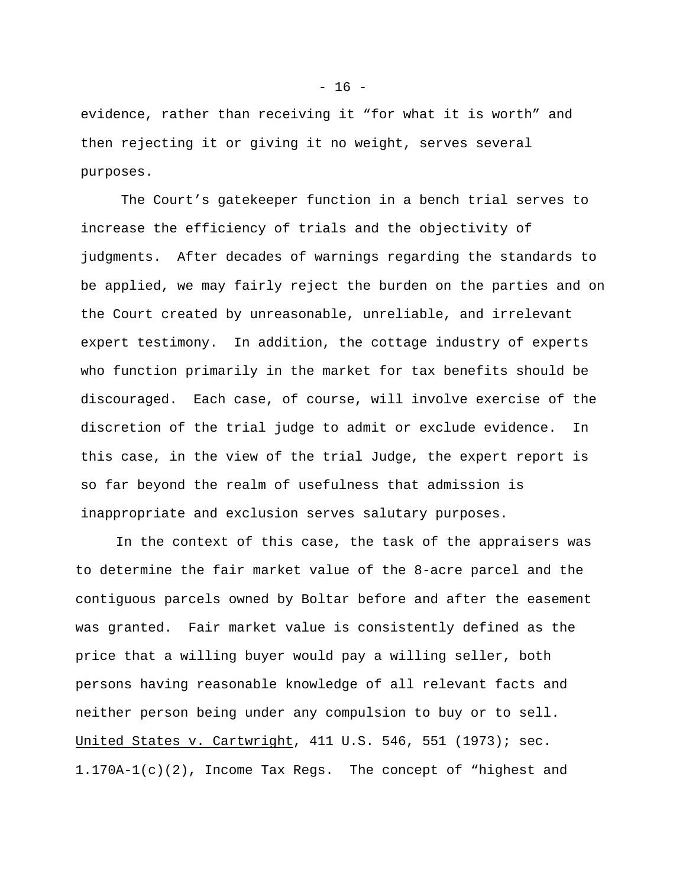evidence, rather than receiving it “for what it is worth” and then rejecting it or giving it no weight, serves several purposes.

The Court’s gatekeeper function in a bench trial serves to increase the efficiency of trials and the objectivity of judgments. After decades of warnings regarding the standards to be applied, we may fairly reject the burden on the parties and on the Court created by unreasonable, unreliable, and irrelevant expert testimony. In addition, the cottage industry of experts who function primarily in the market for tax benefits should be discouraged. Each case, of course, will involve exercise of the discretion of the trial judge to admit or exclude evidence. In this case, in the view of the trial Judge, the expert report is so far beyond the realm of usefulness that admission is inappropriate and exclusion serves salutary purposes.

In the context of this case, the task of the appraisers was to determine the fair market value of the 8-acre parcel and the contiguous parcels owned by Boltar before and after the easement was granted. Fair market value is consistently defined as the price that a willing buyer would pay a willing seller, both persons having reasonable knowledge of all relevant facts and neither person being under any compulsion to buy or to sell. United States v. Cartwright, 411 U.S. 546, 551 (1973); sec. 1.170A-1(c)(2), Income Tax Regs. The concept of “highest and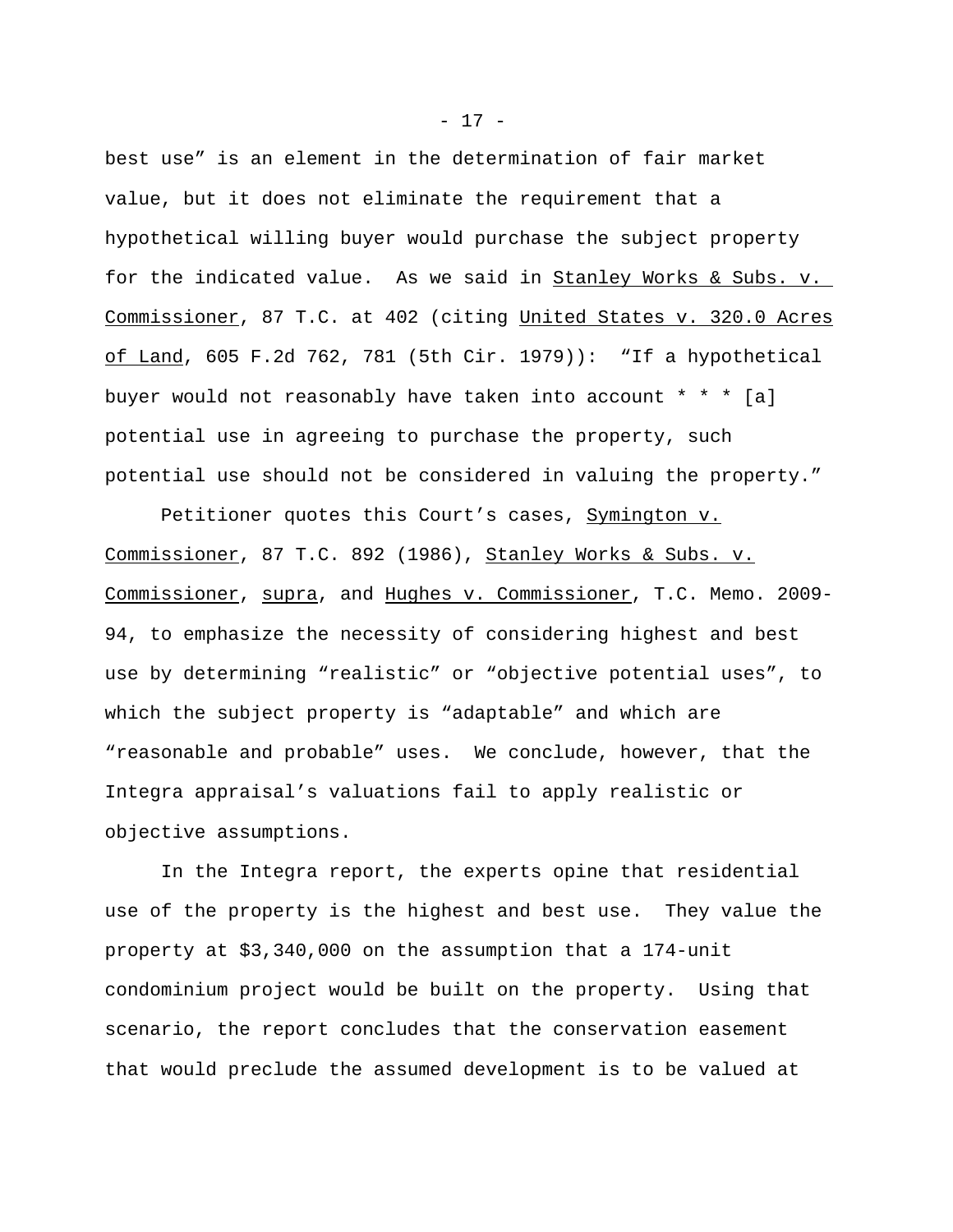best use” is an element in the determination of fair market value, but it does not eliminate the requirement that a hypothetical willing buyer would purchase the subject property for the indicated value. As we said in Stanley Works & Subs. v. Commissioner, 87 T.C. at 402 (citing United States v. 320.0 Acres of Land, 605 F.2d 762, 781 (5th Cir. 1979)): “If a hypothetical buyer would not reasonably have taken into account * * * [a] potential use in agreeing to purchase the property, such potential use should not be considered in valuing the property.”

Petitioner quotes this Court’s cases, Symington v. Commissioner, 87 T.C. 892 (1986), Stanley Works & Subs. v. Commissioner, supra, and Hughes v. Commissioner, T.C. Memo. 2009-94, to emphasize the necessity of considering highest and best use by determining “realistic” or “objective potential uses”, to which the subject property is “adaptable” and which are “reasonable and probable” uses. We conclude, however, that the Integra appraisal’s valuations fail to apply realistic or objective assumptions.

In the Integra report, the experts opine that residential use of the property is the highest and best use. They value the property at $3,340,000 on the assumption that a 174-unit condominium project would be built on the property. Using that scenario, the report concludes that the conservation easement that would preclude the assumed development is to be valued at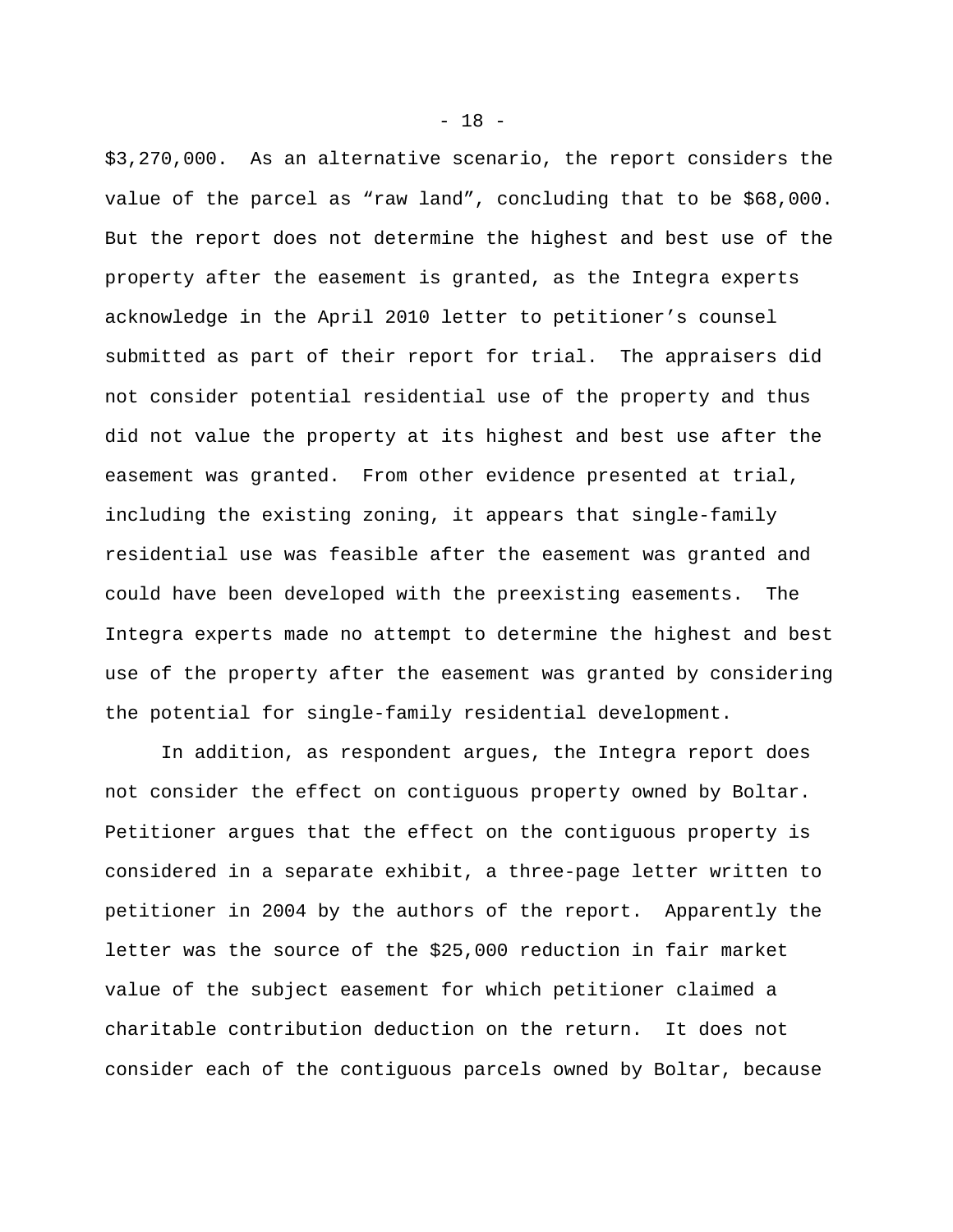$3,270,000. As an alternative scenario, the report considers the value of the parcel as "raw land", concluding that to be $68,000. But the report does not determine the highest and best use of the property after the easement is granted, as the Integra experts acknowledge in the April 2010 letter to petitioner's counsel submitted as part of their report for trial. The appraisers did not consider potential residential use of the property and thus did not value the property at its highest and best use after the easement was granted. From other evidence presented at trial, including the existing zoning, it appears that single-family residential use was feasible after the easement was granted and could have been developed with the preexisting easements. The Integra experts made no attempt to determine the highest and best use of the property after the easement was granted by considering the potential for single-family residential development.

In addition, as respondent argues, the Integra report does not consider the effect on contiguous property owned by Boltar. Petitioner argues that the effect on the contiguous property is considered in a separate exhibit, a three-page letter written to petitioner in 2004 by the authors of the report. Apparently the letter was the source of the $25,000 reduction in fair market value of the subject easement for which petitioner claimed a charitable contribution deduction on the return. It does not consider each of the contiguous parcels owned by Boltar, because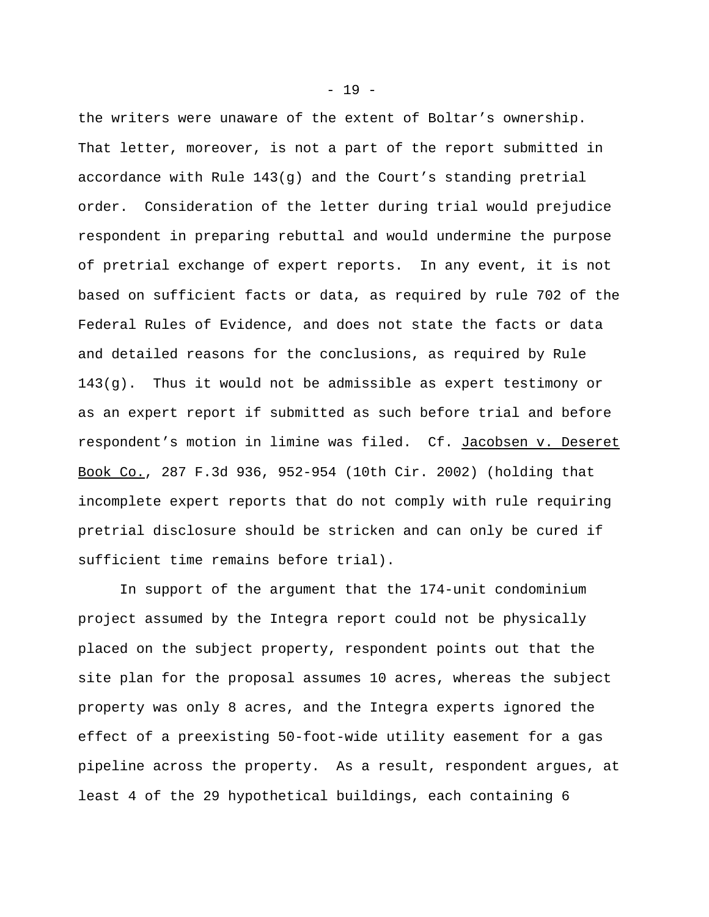the writers were unaware of the extent of Boltar's ownership. That letter, moreover, is not a part of the report submitted in accordance with Rule 143(g) and the Court's standing pretrial order. Consideration of the letter during trial would prejudice respondent in preparing rebuttal and would undermine the purpose of pretrial exchange of expert reports. In any event, it is not based on sufficient facts or data, as required by rule 702 of the Federal Rules of Evidence, and does not state the facts or data and detailed reasons for the conclusions, as required by Rule 143(g). Thus it would not be admissible as expert testimony or as an expert report if submitted as such before trial and before respondent's motion in limine was filed. Cf. Jacobsen v. Deseret Book Co., 287 F.3d 936, 952-954 (10th Cir. 2002) (holding that incomplete expert reports that do not comply with rule requiring pretrial disclosure should be stricken and can only be cured if sufficient time remains before trial).

In support of the argument that the 174-unit condominium project assumed by the Integra report could not be physically placed on the subject property, respondent points out that the site plan for the proposal assumes 10 acres, whereas the subject property was only 8 acres, and the Integra experts ignored the effect of a preexisting 50-foot-wide utility easement for a gas pipeline across the property. As a result, respondent argues, at least 4 of the 29 hypothetical buildings, each containing 6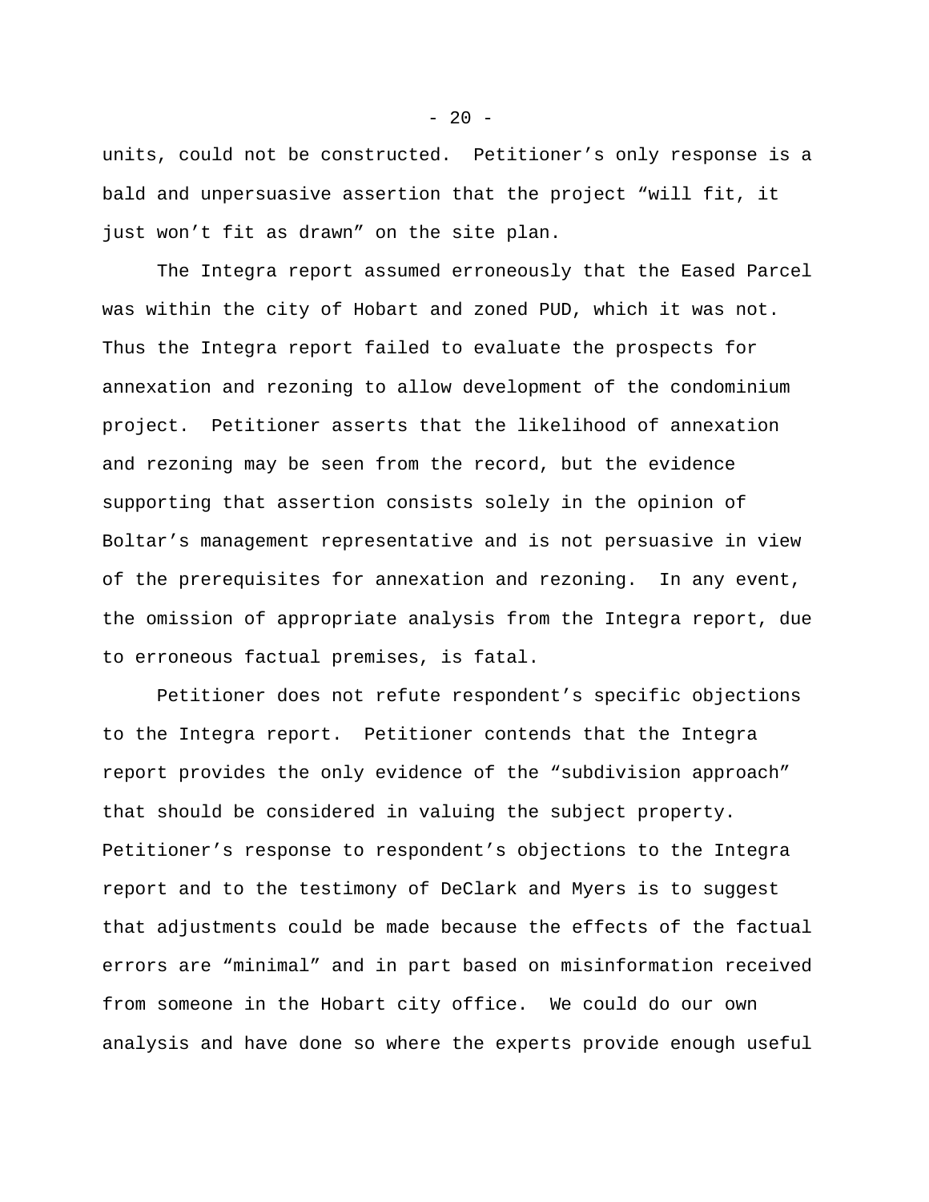units, could not be constructed. Petitioner's only response is a bald and unpersuasive assertion that the project "will fit, it just won't fit as drawn" on the site plan.

The Integra report assumed erroneously that the Eased Parcel was within the city of Hobart and zoned PUD, which it was not. Thus the Integra report failed to evaluate the prospects for annexation and rezoning to allow development of the condominium project. Petitioner asserts that the likelihood of annexation and rezoning may be seen from the record, but the evidence supporting that assertion consists solely in the opinion of Boltar's management representative and is not persuasive in view of the prerequisites for annexation and rezoning. In any event, the omission of appropriate analysis from the Integra report, due to erroneous factual premises, is fatal.

Petitioner does not refute respondent's specific objections to the Integra report. Petitioner contends that the Integra report provides the only evidence of the "subdivision approach" that should be considered in valuing the subject property. Petitioner's response to respondent's objections to the Integra report and to the testimony of DeClark and Myers is to suggest that adjustments could be made because the effects of the factual errors are "minimal" and in part based on misinformation received from someone in the Hobart city office. We could do our own analysis and have done so where the experts provide enough useful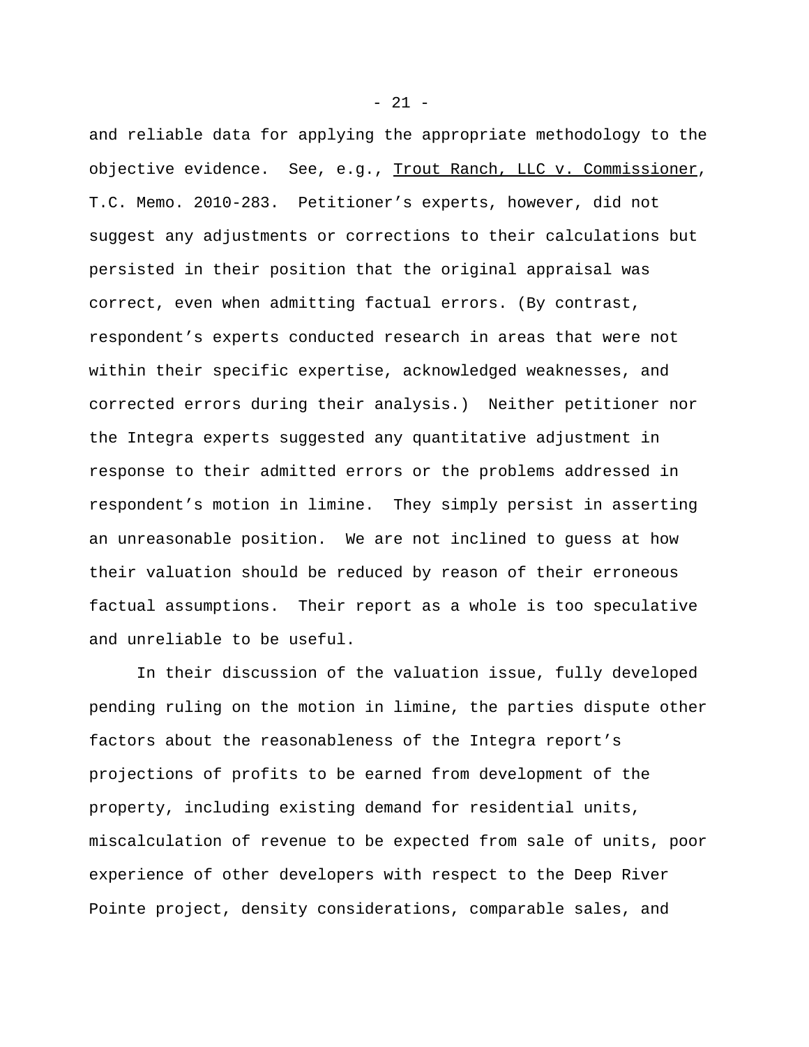and reliable data for applying the appropriate methodology to the objective evidence. See, e.g., Trout Ranch, LLC v. Commissioner, T.C. Memo. 2010-283. Petitioner's experts, however, did not suggest any adjustments or corrections to their calculations but persisted in their position that the original appraisal was correct, even when admitting factual errors. (By contrast, respondent's experts conducted research in areas that were not within their specific expertise, acknowledged weaknesses, and corrected errors during their analysis.) Neither petitioner nor the Integra experts suggested any quantitative adjustment in response to their admitted errors or the problems addressed in respondent's motion in limine. They simply persist in asserting an unreasonable position. We are not inclined to guess at how their valuation should be reduced by reason of their erroneous factual assumptions. Their report as a whole is too speculative and unreliable to be useful.

In their discussion of the valuation issue, fully developed pending ruling on the motion in limine, the parties dispute other factors about the reasonableness of the Integra report's projections of profits to be earned from development of the property, including existing demand for residential units, miscalculation of revenue to be expected from sale of units, poor experience of other developers with respect to the Deep River Pointe project, density considerations, comparable sales, and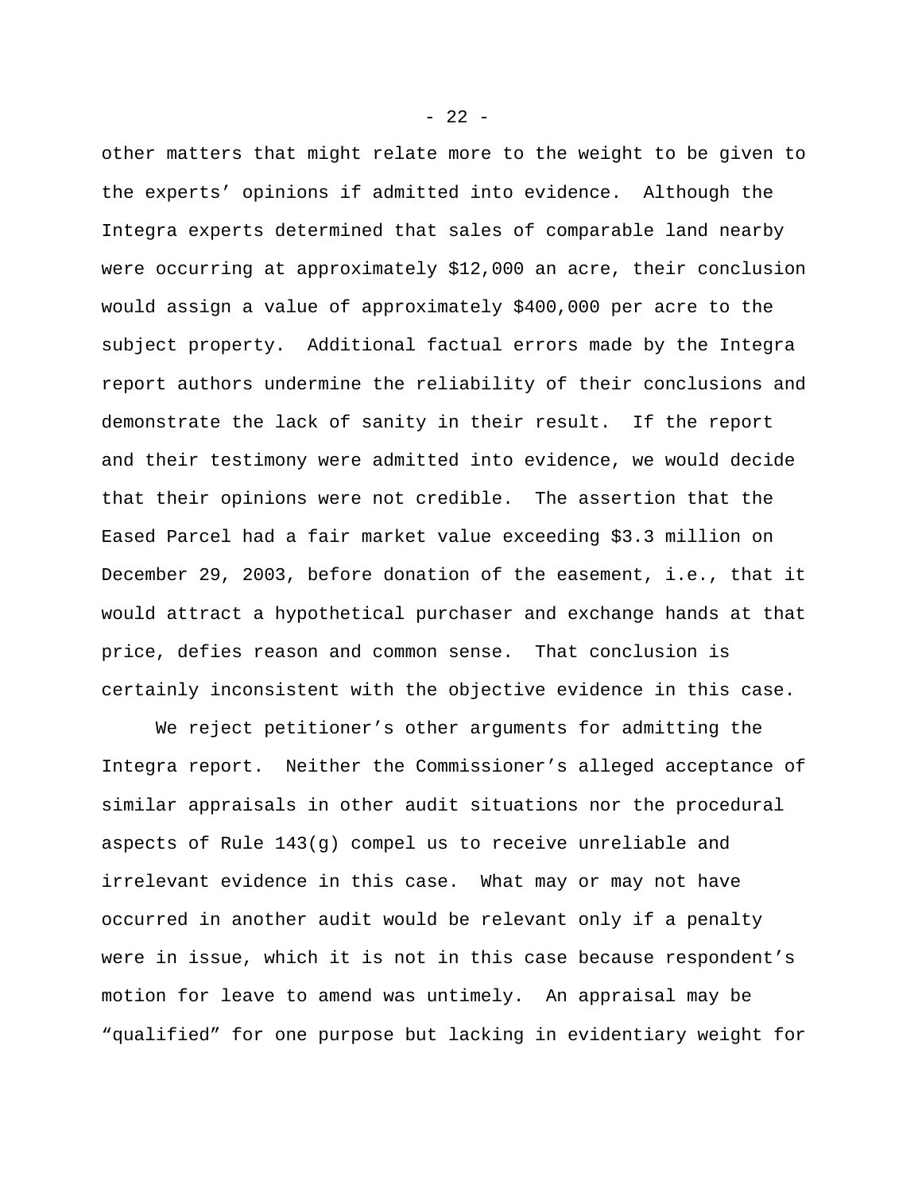other matters that might relate more to the weight to be given to the experts' opinions if admitted into evidence. Although the Integra experts determined that sales of comparable land nearby were occurring at approximately $12,000 an acre, their conclusion would assign a value of approximately $400,000 per acre to the subject property. Additional factual errors made by the Integra report authors undermine the reliability of their conclusions and demonstrate the lack of sanity in their result. If the report and their testimony were admitted into evidence, we would decide that their opinions were not credible. The assertion that the Eased Parcel had a fair market value exceeding $3.3 million on December 29, 2003, before donation of the easement, i.e., that it would attract a hypothetical purchaser and exchange hands at that price, defies reason and common sense. That conclusion is certainly inconsistent with the objective evidence in this case.

We reject petitioner's other arguments for admitting the Integra report. Neither the Commissioner's alleged acceptance of similar appraisals in other audit situations nor the procedural aspects of Rule 143(g) compel us to receive unreliable and irrelevant evidence in this case. What may or may not have occurred in another audit would be relevant only if a penalty were in issue, which it is not in this case because respondent's motion for leave to amend was untimely. An appraisal may be "qualified" for one purpose but lacking in evidentiary weight for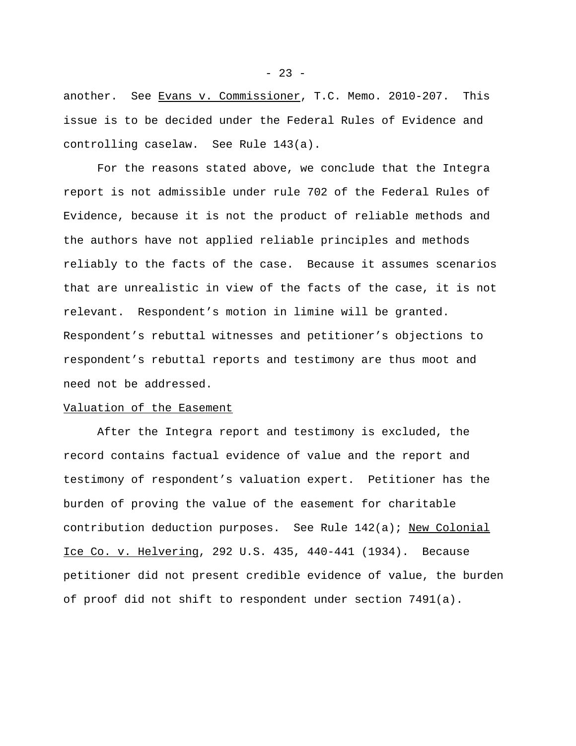another. See Evans v. Commissioner, T.C. Memo. 2010-207. This issue is to be decided under the Federal Rules of Evidence and controlling caselaw. See Rule 143(a).

For the reasons stated above, we conclude that the Integra report is not admissible under rule 702 of the Federal Rules of Evidence, because it is not the product of reliable methods and the authors have not applied reliable principles and methods reliably to the facts of the case. Because it assumes scenarios that are unrealistic in view of the facts of the case, it is not relevant. Respondent's motion in limine will be granted. Respondent's rebuttal witnesses and petitioner's objections to respondent's rebuttal reports and testimony are thus moot and need not be addressed.

Valuation of the Easement

After the Integra report and testimony is excluded, the record contains factual evidence of value and the report and testimony of respondent's valuation expert. Petitioner has the burden of proving the value of the easement for charitable contribution deduction purposes. See Rule 142(a); New Colonial Ice Co. v. Helvering, 292 U.S. 435, 440-441 (1934). Because petitioner did not present credible evidence of value, the burden of proof did not shift to respondent under section 7491(a).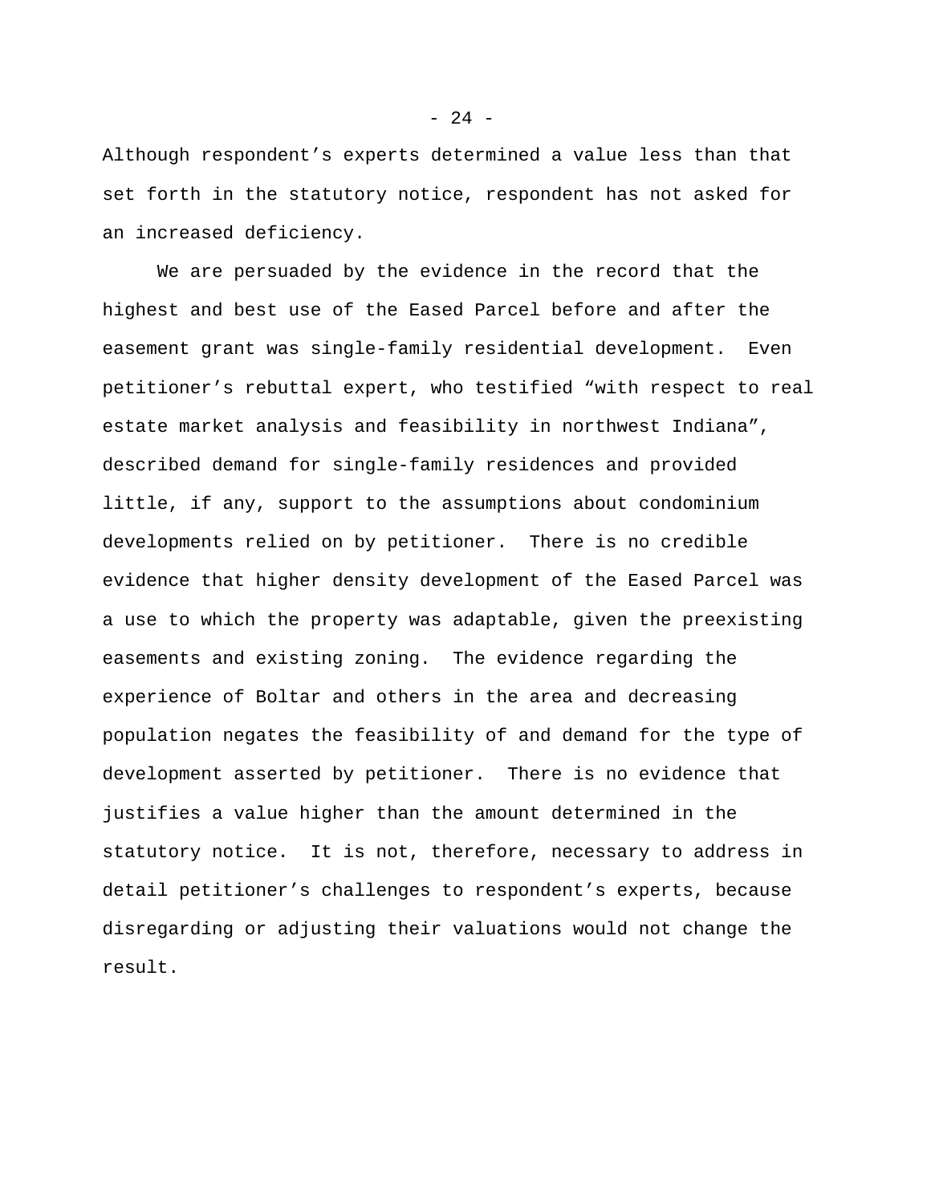Although respondent's experts determined a value less than that set forth in the statutory notice, respondent has not asked for an increased deficiency.

We are persuaded by the evidence in the record that the highest and best use of the Eased Parcel before and after the easement grant was single-family residential development. Even petitioner's rebuttal expert, who testified "with respect to real estate market analysis and feasibility in northwest Indiana", described demand for single-family residences and provided little, if any, support to the assumptions about condominium developments relied on by petitioner. There is no credible evidence that higher density development of the Eased Parcel was a use to which the property was adaptable, given the preexisting easements and existing zoning. The evidence regarding the experience of Boltar and others in the area and decreasing population negates the feasibility of and demand for the type of development asserted by petitioner. There is no evidence that justifies a value higher than the amount determined in the statutory notice. It is not, therefore, necessary to address in detail petitioner's challenges to respondent's experts, because disregarding or adjusting their valuations would not change the result.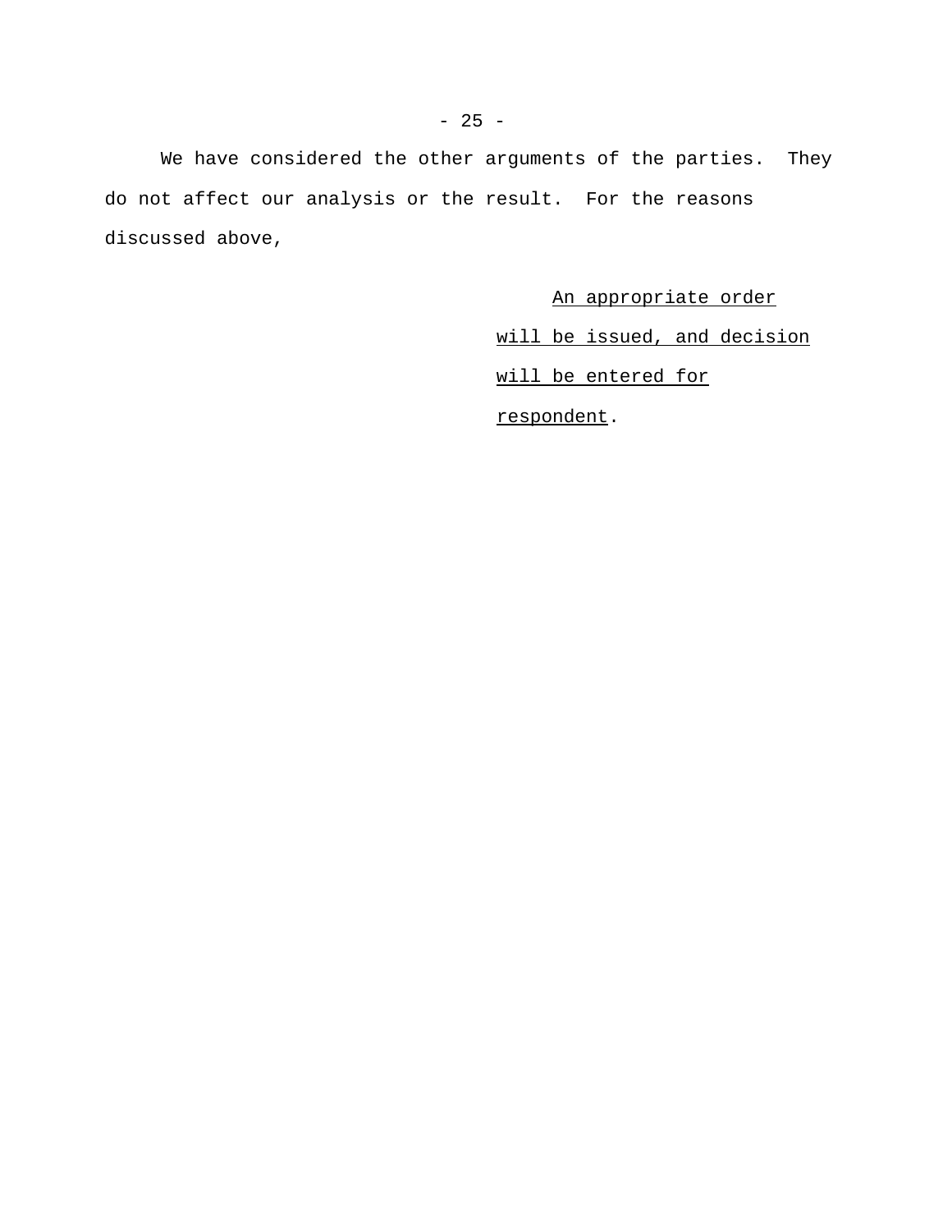We have considered the other arguments of the parties. They do not affect our analysis or the result. For the reasons discussed above,

<u>An appropriate order will be issued, and decision will be entered for respondent</u>.